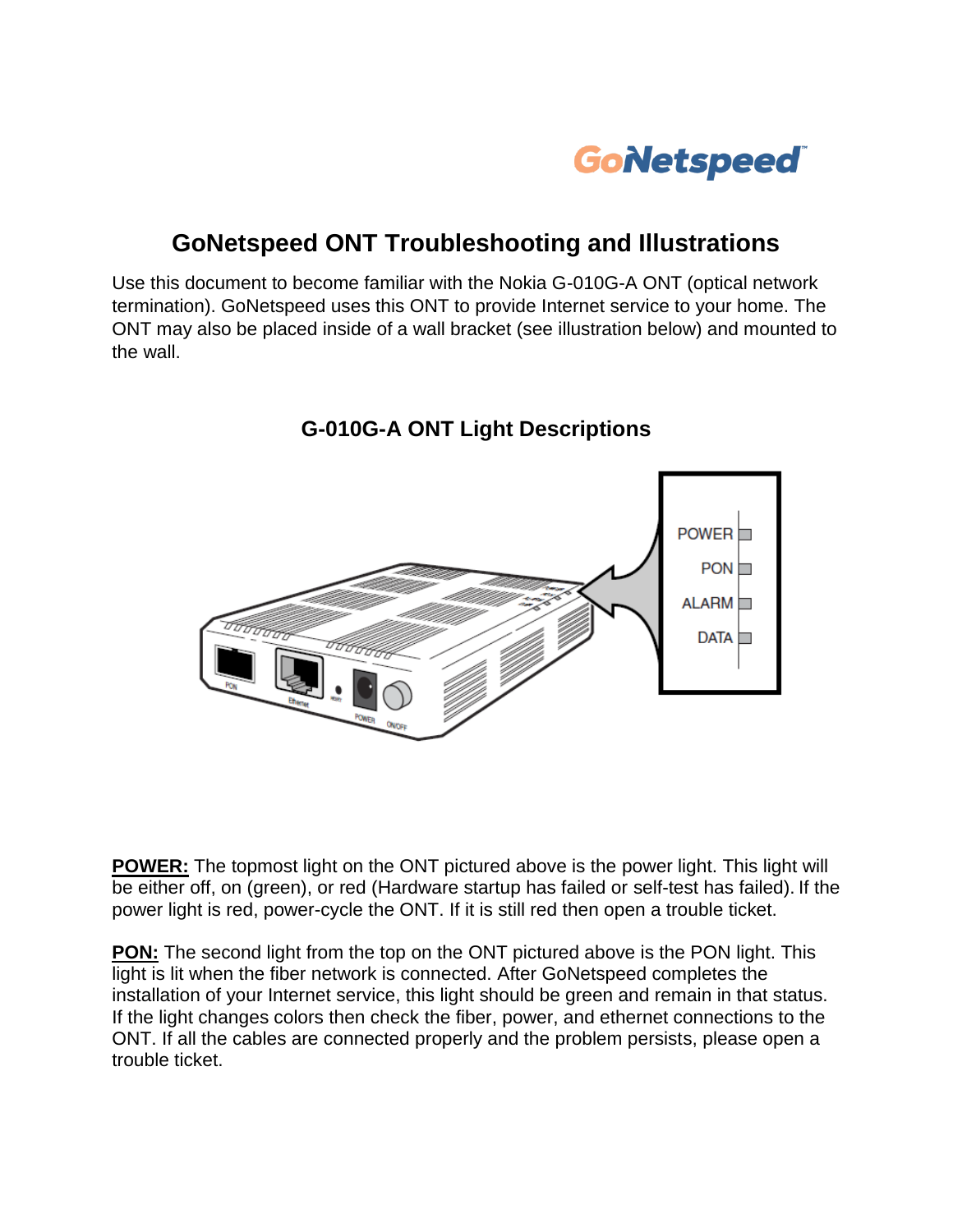# GoNetspeed ONT Troubleshooting and Illustrations

Use this document to become familiar with the Nokia G-010G-A ONT (optical network termination). GoNetspeed uses this ONT to provide Internet service to your home. The ONT may also be placed inside of a wall bracket (see illustration below) and mounted to the wall.

## G-010G-A ONT Light Descriptions

**POWER:** The topmost light on the ONT pictured above is the power light. This light will be either off, on (green), or red (Hardware startup has failed or self-test has failed). If the power light is red, power-cycle the ONT. If it is still red then open a trouble ticket.

**PON:** The second light from the top on the ONT pictured above is the PON light. This light is lit when the fiber network is connected. After GoNetspeed completes the installation of your Internet service, this light should be green and remain in that status. If the light changes colors then check the fiber, power, and ethernet connections to the ONT. If all the cables are connected properly and the problem persists, please open a trouble ticket.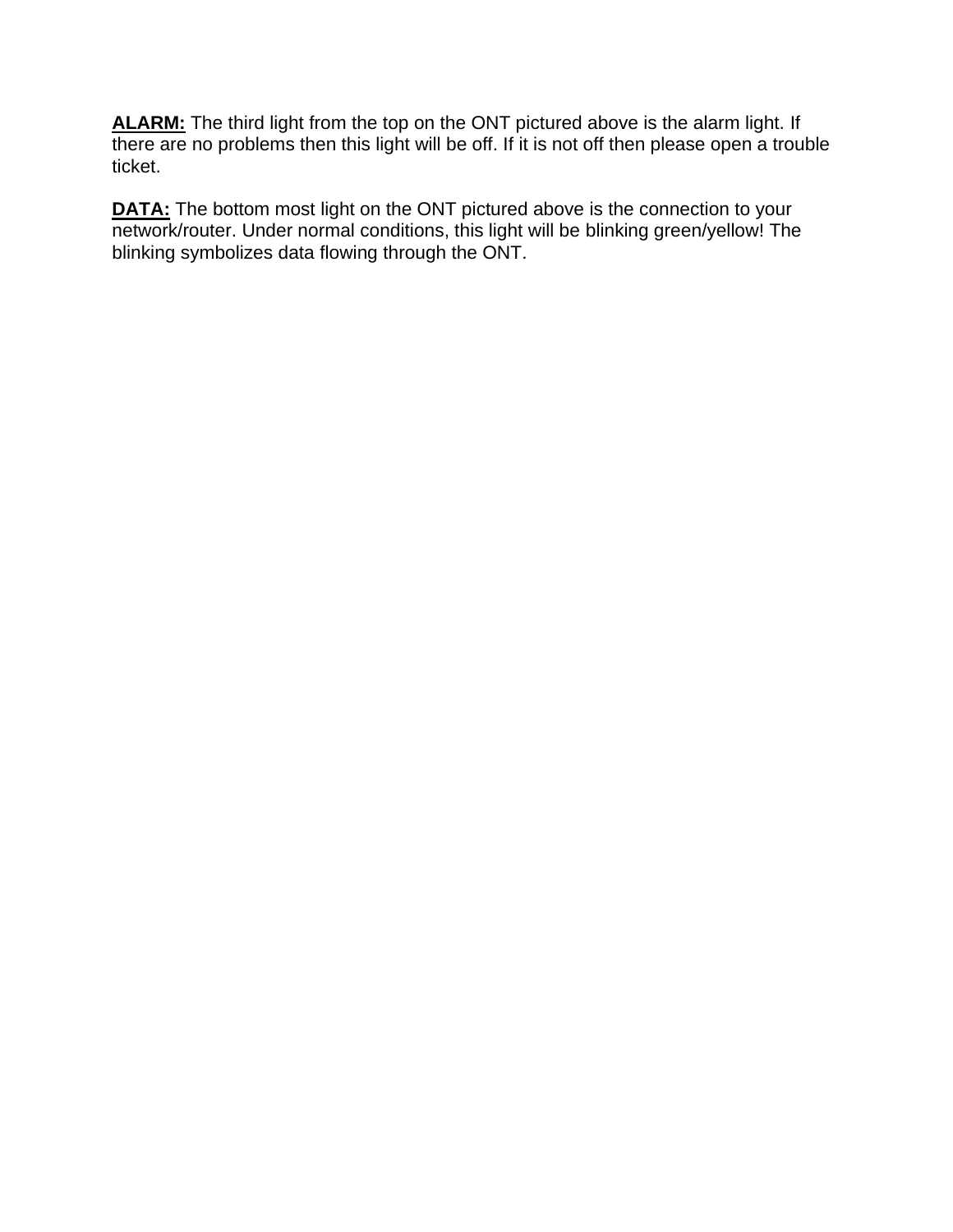**ALARM:** The third light from the top on the ONT pictured above is the alarm light. If there are no problems then this light will be off. If it is not off then please open a trouble ticket.

**DATA:** The bottom most light on the ONT pictured above is the connection to your network/router. Under normal conditions, this light will be blinking green/yellow! The blinking symbolizes data flowing through the ONT.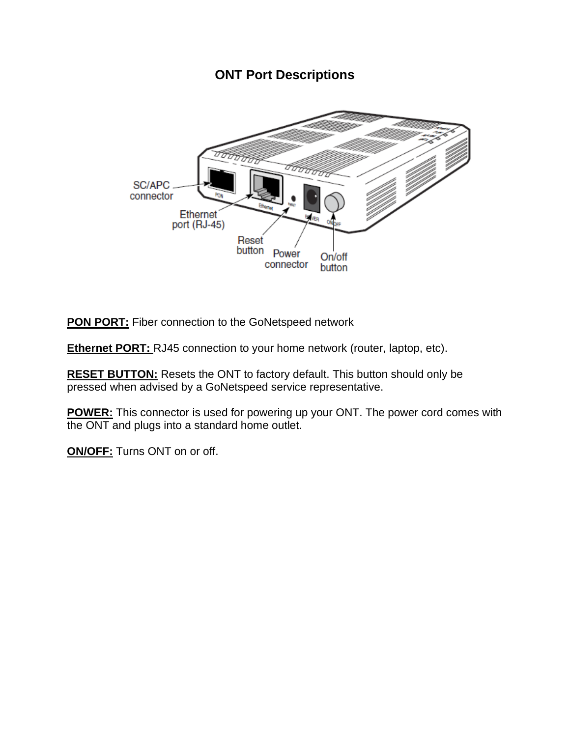# ONT Port Descriptions

**PON PORT:** Fiber connection to the GoNetspeed network

**Ethernet PORT:** RJ45 connection to your home network (router, laptop, etc).

**RESET BUTTON:** Resets the ONT to factory default. This button should only be pressed when advised by a GoNetspeed service representative.

**POWER:** This connector is used for powering up your ONT. The power cord comes with the ONT and plugs into a standard home outlet.

**ON/OFF:** Turns ONT on or off.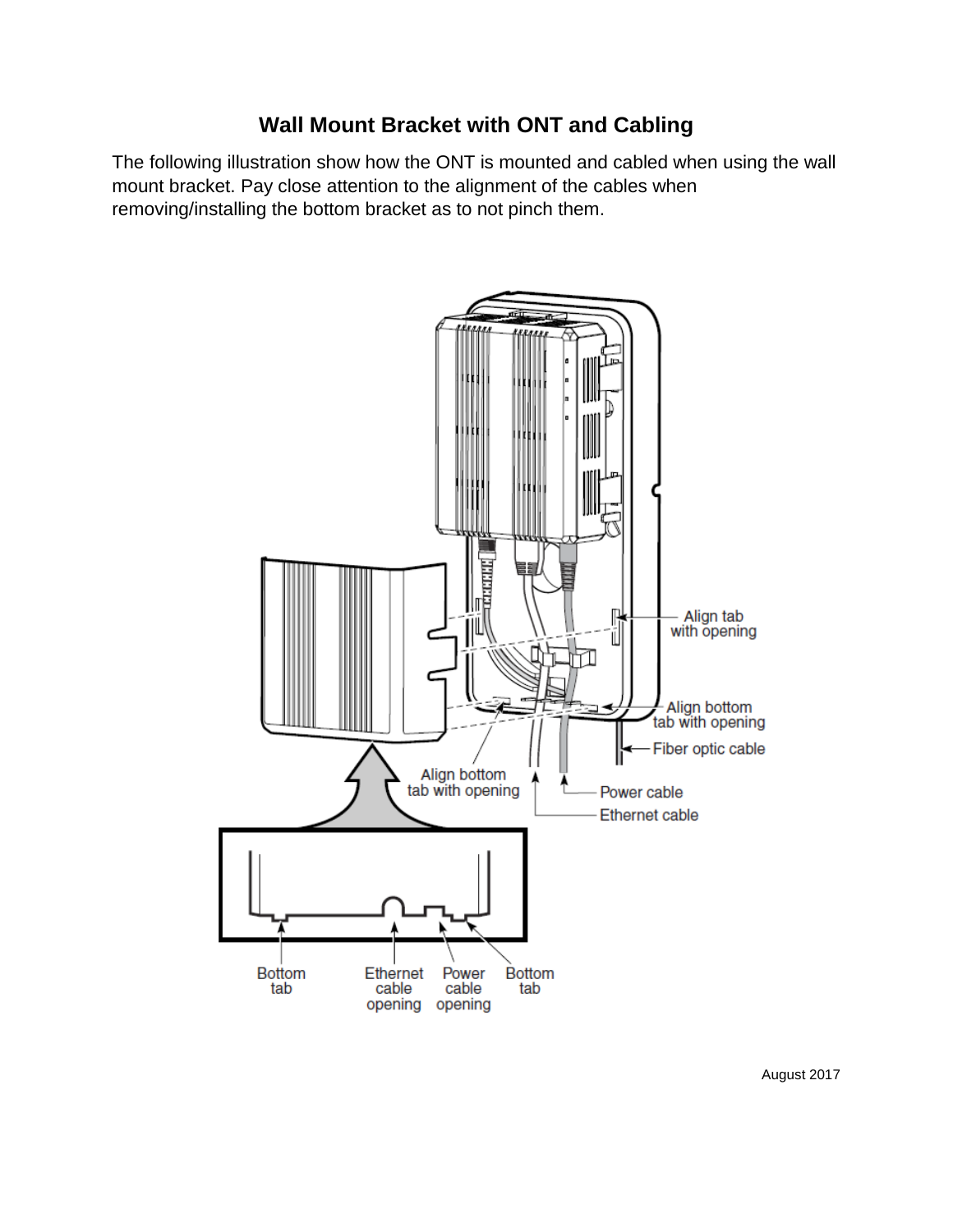## Wall Mount Bracket with ONT and Cabling

The following illustration show how the ONT is mounted and cabled when using the wall mount bracket. Pay close attention to the alignment of the cables when removing/installing the bottom bracket as to not pinch them.

Align tab with opening

Align bottom tab with opening

Fiber optic cable

Align bottom tab with opening

Power cable

Ethernet cable

Bottom tab

Ethernet cable opening

Power cable opening

Bottom tab

August 2017